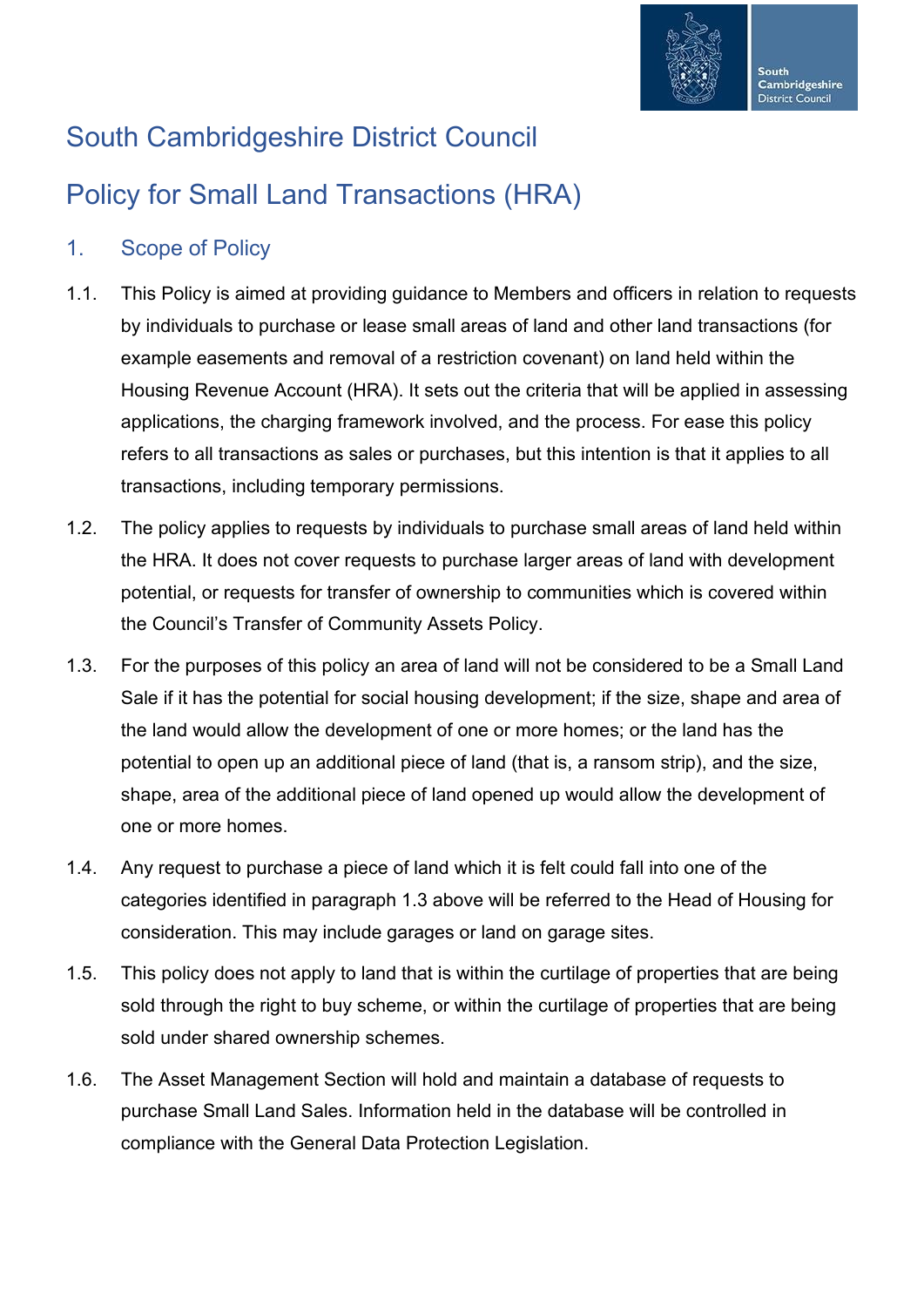# South Cambridgeshire District Council

# Policy for Small Land Transactions (HRA)

## 1. Scope of Policy

1.1. This Policy is aimed at providing guidance to Members and officers in relation to requests by individuals to purchase or lease small areas of land and other land transactions (for example easements and removal of a restriction covenant) on land held within the Housing Revenue Account (HRA). It sets out the criteria that will be applied in assessing applications, the charging framework involved, and the process. For ease this policy refers to all transactions as sales or purchases, but this intention is that it applies to all transactions, including temporary permissions.

1.2. The policy applies to requests by individuals to purchase small areas of land held within the HRA. It does not cover requests to purchase larger areas of land with development potential, or requests for transfer of ownership to communities which is covered within the Council's Transfer of Community Assets Policy.

1.3. For the purposes of this policy an area of land will not be considered to be a Small Land Sale if it has the potential for social housing development; if the size, shape and area of the land would allow the development of one or more homes; or the land has the potential to open up an additional piece of land (that is, a ransom strip), and the size, shape, area of the additional piece of land opened up would allow the development of one or more homes.

1.4. Any request to purchase a piece of land which it is felt could fall into one of the categories identified in paragraph 1.3 above will be referred to the Head of Housing for consideration. This may include garages or land on garage sites.

1.5. This policy does not apply to land that is within the curtilage of properties that are being sold through the right to buy scheme, or within the curtilage of properties that are being sold under shared ownership schemes.

1.6. The Asset Management Section will hold and maintain a database of requests to purchase Small Land Sales. Information held in the database will be controlled in compliance with the General Data Protection Legislation.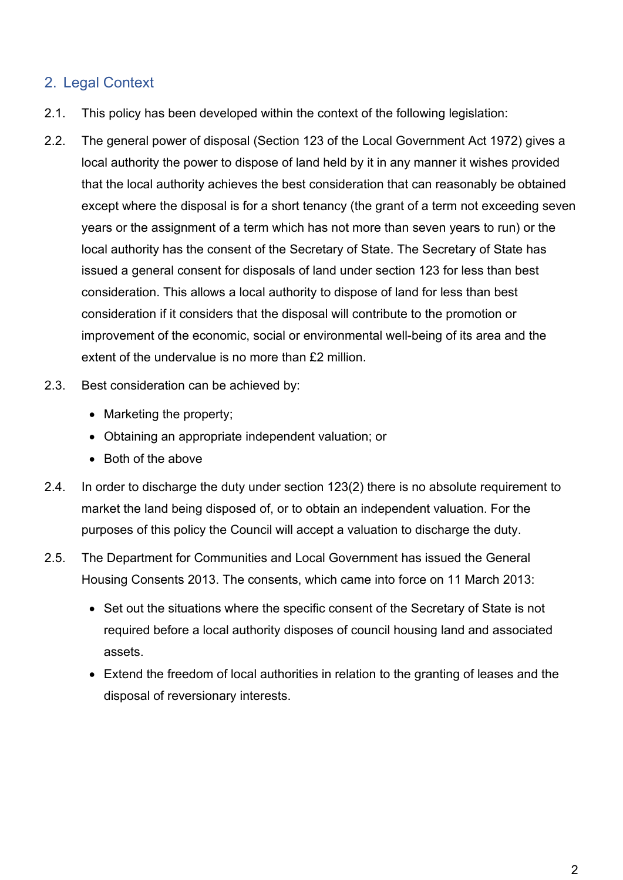## 2. Legal Context

2.1. This policy has been developed within the context of the following legislation:

2.2. The general power of disposal (Section 123 of the Local Government Act 1972) gives a local authority the power to dispose of land held by it in any manner it wishes provided that the local authority achieves the best consideration that can reasonably be obtained except where the disposal is for a short tenancy (the grant of a term not exceeding seven years or the assignment of a term which has not more than seven years to run) or the local authority has the consent of the Secretary of State. The Secretary of State has issued a general consent for disposals of land under section 123 for less than best consideration. This allows a local authority to dispose of land for less than best consideration if it considers that the disposal will contribute to the promotion or improvement of the economic, social or environmental well-being of its area and the extent of the undervalue is no more than £2 million.

2.3. Best consideration can be achieved by:

- Marketing the property;
- Obtaining an appropriate independent valuation; or
- Both of the above

2.4. In order to discharge the duty under section 123(2) there is no absolute requirement to market the land being disposed of, or to obtain an independent valuation. For the purposes of this policy the Council will accept a valuation to discharge the duty.

2.5. The Department for Communities and Local Government has issued the General Housing Consents 2013. The consents, which came into force on 11 March 2013:

- Set out the situations where the specific consent of the Secretary of State is not required before a local authority disposes of council housing land and associated assets.
- Extend the freedom of local authorities in relation to the granting of leases and the disposal of reversionary interests.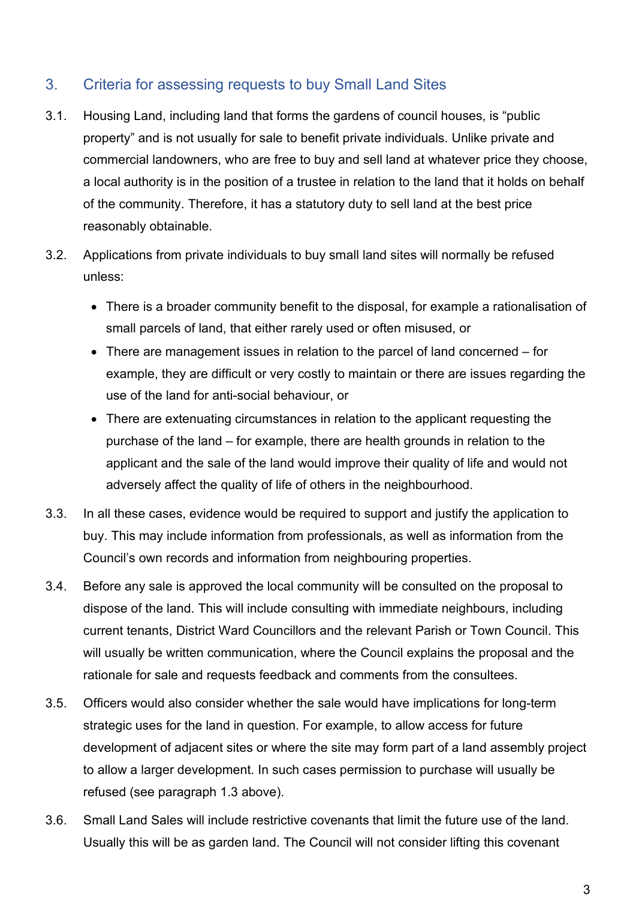## 3. Criteria for assessing requests to buy Small Land Sites

3.1. Housing Land, including land that forms the gardens of council houses, is "public property" and is not usually for sale to benefit private individuals. Unlike private and commercial landowners, who are free to buy and sell land at whatever price they choose, a local authority is in the position of a trustee in relation to the land that it holds on behalf of the community. Therefore, it has a statutory duty to sell land at the best price reasonably obtainable.

3.2. Applications from private individuals to buy small land sites will normally be refused unless:

- There is a broader community benefit to the disposal, for example a rationalisation of small parcels of land, that either rarely used or often misused, or
- There are management issues in relation to the parcel of land concerned – for example, they are difficult or very costly to maintain or there are issues regarding the use of the land for anti-social behaviour, or
- There are extenuating circumstances in relation to the applicant requesting the purchase of the land – for example, there are health grounds in relation to the applicant and the sale of the land would improve their quality of life and would not adversely affect the quality of life of others in the neighbourhood.

3.3. In all these cases, evidence would be required to support and justify the application to buy. This may include information from professionals, as well as information from the Council's own records and information from neighbouring properties.

3.4. Before any sale is approved the local community will be consulted on the proposal to dispose of the land. This will include consulting with immediate neighbours, including current tenants, District Ward Councillors and the relevant Parish or Town Council. This will usually be written communication, where the Council explains the proposal and the rationale for sale and requests feedback and comments from the consultees.

3.5. Officers would also consider whether the sale would have implications for long-term strategic uses for the land in question. For example, to allow access for future development of adjacent sites or where the site may form part of a land assembly project to allow a larger development. In such cases permission to purchase will usually be refused (see paragraph 1.3 above).

3.6. Small Land Sales will include restrictive covenants that limit the future use of the land. Usually this will be as garden land. The Council will not consider lifting this covenant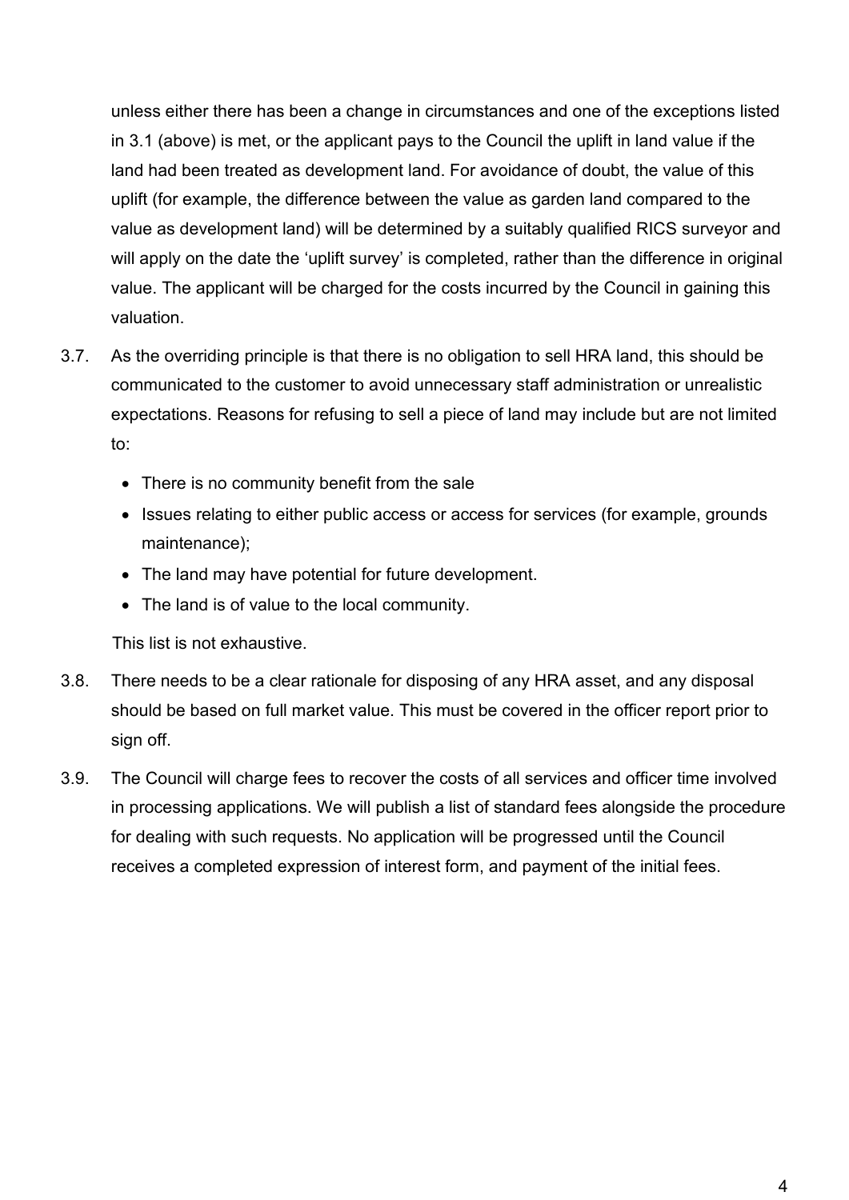unless either there has been a change in circumstances and one of the exceptions listed in 3.1 (above) is met, or the applicant pays to the Council the uplift in land value if the land had been treated as development land. For avoidance of doubt, the value of this uplift (for example, the difference between the value as garden land compared to the value as development land) will be determined by a suitably qualified RICS surveyor and will apply on the date the 'uplift survey' is completed, rather than the difference in original value. The applicant will be charged for the costs incurred by the Council in gaining this valuation.

3.7. As the overriding principle is that there is no obligation to sell HRA land, this should be communicated to the customer to avoid unnecessary staff administration or unrealistic expectations. Reasons for refusing to sell a piece of land may include but are not limited to:

- There is no community benefit from the sale
- Issues relating to either public access or access for services (for example, grounds maintenance);
- The land may have potential for future development.
- The land is of value to the local community.

This list is not exhaustive.

3.8. There needs to be a clear rationale for disposing of any HRA asset, and any disposal should be based on full market value. This must be covered in the officer report prior to sign off.

3.9. The Council will charge fees to recover the costs of all services and officer time involved in processing applications. We will publish a list of standard fees alongside the procedure for dealing with such requests. No application will be progressed until the Council receives a completed expression of interest form, and payment of the initial fees.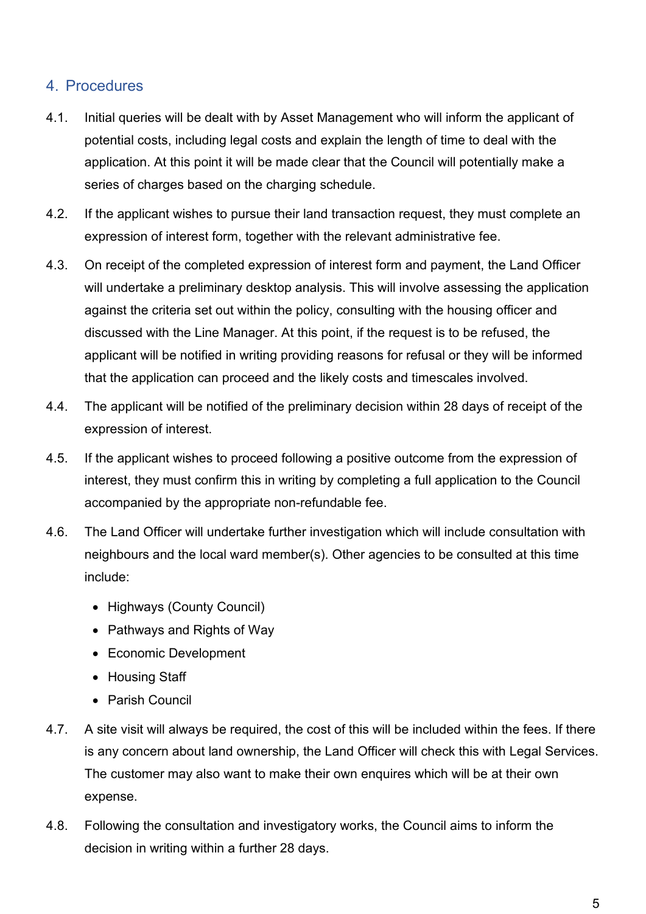## 4. Procedures

4.1. Initial queries will be dealt with by Asset Management who will inform the applicant of potential costs, including legal costs and explain the length of time to deal with the application. At this point it will be made clear that the Council will potentially make a series of charges based on the charging schedule.

4.2. If the applicant wishes to pursue their land transaction request, they must complete an expression of interest form, together with the relevant administrative fee.

4.3. On receipt of the completed expression of interest form and payment, the Land Officer will undertake a preliminary desktop analysis. This will involve assessing the application against the criteria set out within the policy, consulting with the housing officer and discussed with the Line Manager. At this point, if the request is to be refused, the applicant will be notified in writing providing reasons for refusal or they will be informed that the application can proceed and the likely costs and timescales involved.

4.4. The applicant will be notified of the preliminary decision within 28 days of receipt of the expression of interest.

4.5. If the applicant wishes to proceed following a positive outcome from the expression of interest, they must confirm this in writing by completing a full application to the Council accompanied by the appropriate non-refundable fee.

4.6. The Land Officer will undertake further investigation which will include consultation with neighbours and the local ward member(s). Other agencies to be consulted at this time include:

- Highways (County Council)
- Pathways and Rights of Way
- Economic Development
- Housing Staff
- Parish Council

4.7. A site visit will always be required, the cost of this will be included within the fees. If there is any concern about land ownership, the Land Officer will check this with Legal Services. The customer may also want to make their own enquires which will be at their own expense.

4.8. Following the consultation and investigatory works, the Council aims to inform the decision in writing within a further 28 days.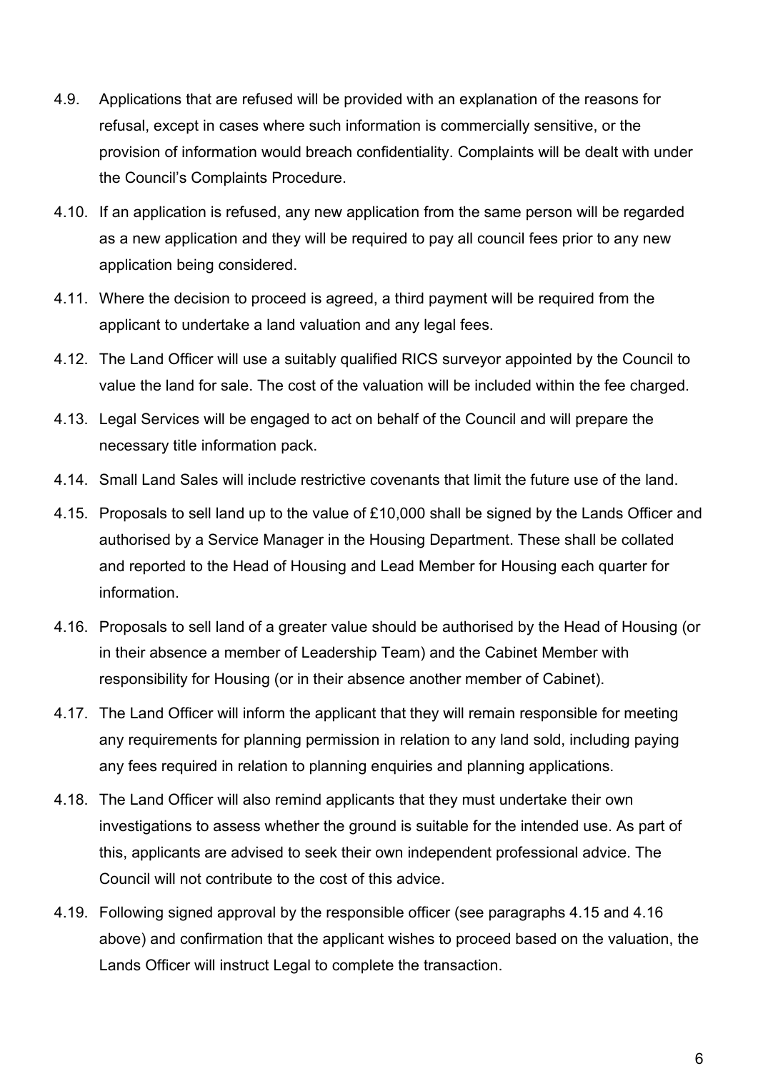4.9. Applications that are refused will be provided with an explanation of the reasons for refusal, except in cases where such information is commercially sensitive, or the provision of information would breach confidentiality. Complaints will be dealt with under the Council's Complaints Procedure.

4.10. If an application is refused, any new application from the same person will be regarded as a new application and they will be required to pay all council fees prior to any new application being considered.

4.11. Where the decision to proceed is agreed, a third payment will be required from the applicant to undertake a land valuation and any legal fees.

4.12. The Land Officer will use a suitably qualified RICS surveyor appointed by the Council to value the land for sale. The cost of the valuation will be included within the fee charged.

4.13. Legal Services will be engaged to act on behalf of the Council and will prepare the necessary title information pack.

4.14. Small Land Sales will include restrictive covenants that limit the future use of the land.

4.15. Proposals to sell land up to the value of £10,000 shall be signed by the Lands Officer and authorised by a Service Manager in the Housing Department. These shall be collated and reported to the Head of Housing and Lead Member for Housing each quarter for information.

4.16. Proposals to sell land of a greater value should be authorised by the Head of Housing (or in their absence a member of Leadership Team) and the Cabinet Member with responsibility for Housing (or in their absence another member of Cabinet).

4.17. The Land Officer will inform the applicant that they will remain responsible for meeting any requirements for planning permission in relation to any land sold, including paying any fees required in relation to planning enquiries and planning applications.

4.18. The Land Officer will also remind applicants that they must undertake their own investigations to assess whether the ground is suitable for the intended use. As part of this, applicants are advised to seek their own independent professional advice. The Council will not contribute to the cost of this advice.

4.19. Following signed approval by the responsible officer (see paragraphs 4.15 and 4.16 above) and confirmation that the applicant wishes to proceed based on the valuation, the Lands Officer will instruct Legal to complete the transaction.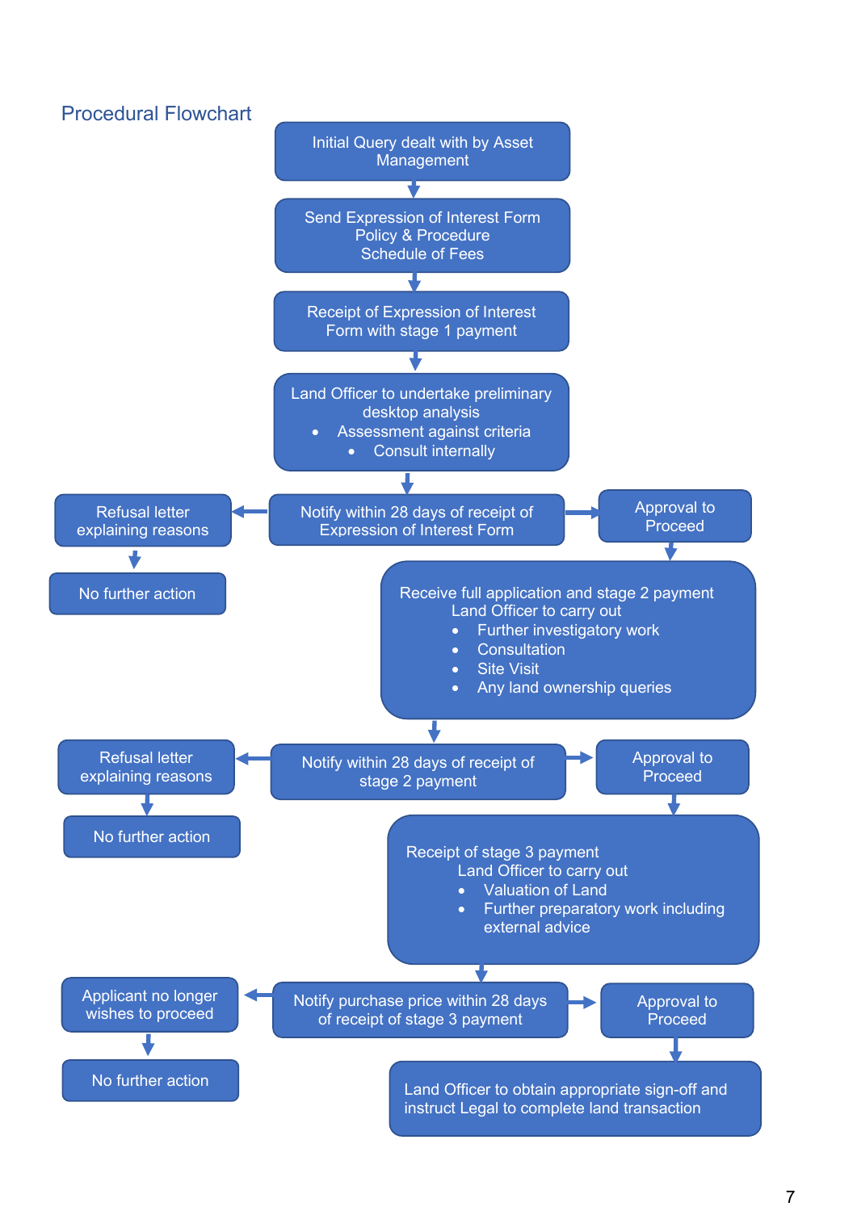## Procedural Flowchart

Initial Query dealt with by Asset Management

↓

Send Expression of Interest Form
Policy & Procedure
Schedule of Fees

↓

Receipt of Expression of Interest Form with stage 1 payment

↓

Land Officer to undertake preliminary desktop analysis

- Assessment against criteria
- Consult internally

↓

Notify within 28 days of receipt of Expression of Interest Form

- ← Refusal letter explaining reasons → No further action
- → Approval to Proceed

↓

Receive full application and stage 2 payment
Land Officer to carry out

- Further investigatory work
- Consultation
- Site Visit
- Any land ownership queries

↓

Notify within 28 days of receipt of stage 2 payment

- ← Refusal letter explaining reasons → No further action
- → Approval to Proceed

↓

Receipt of stage 3 payment
Land Officer to carry out

- Valuation of Land
- Further preparatory work including external advice

↓

Notify purchase price within 28 days of receipt of stage 3 payment

- ← Applicant no longer wishes to proceed → No further action
- → Approval to Proceed

↓

Land Officer to obtain appropriate sign-off and instruct Legal to complete land transaction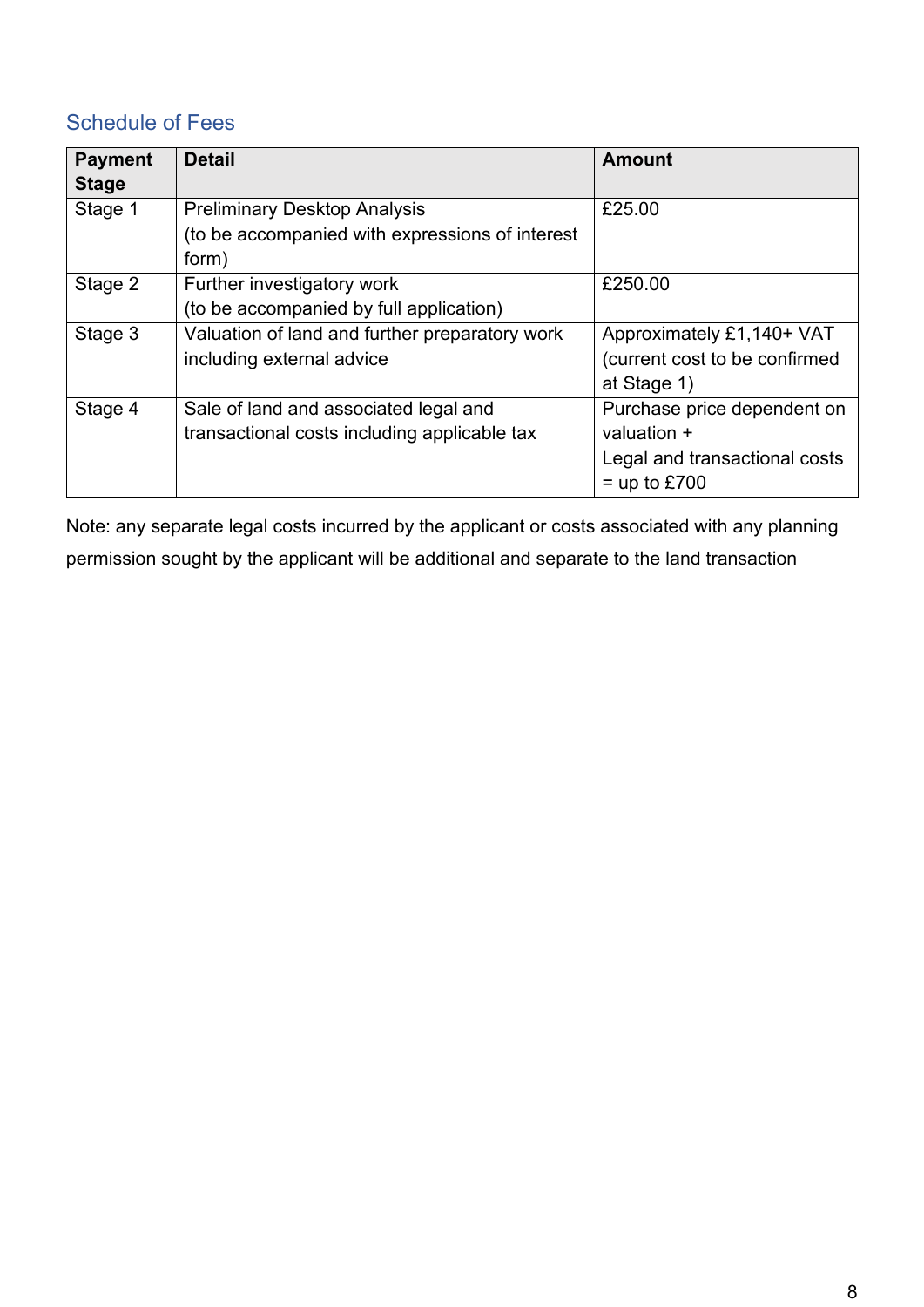## Schedule of Fees

| Payment Stage | Detail | Amount |
|---|---|---|
| Stage 1 | Preliminary Desktop Analysis (to be accompanied with expressions of interest form) | £25.00 |
| Stage 2 | Further investigatory work (to be accompanied by full application) | £250.00 |
| Stage 3 | Valuation of land and further preparatory work including external advice | Approximately £1,140+ VAT (current cost to be confirmed at Stage 1) |
| Stage 4 | Sale of land and associated legal and transactional costs including applicable tax | Purchase price dependent on valuation + Legal and transactional costs = up to £700 |

Note: any separate legal costs incurred by the applicant or costs associated with any planning permission sought by the applicant will be additional and separate to the land transaction